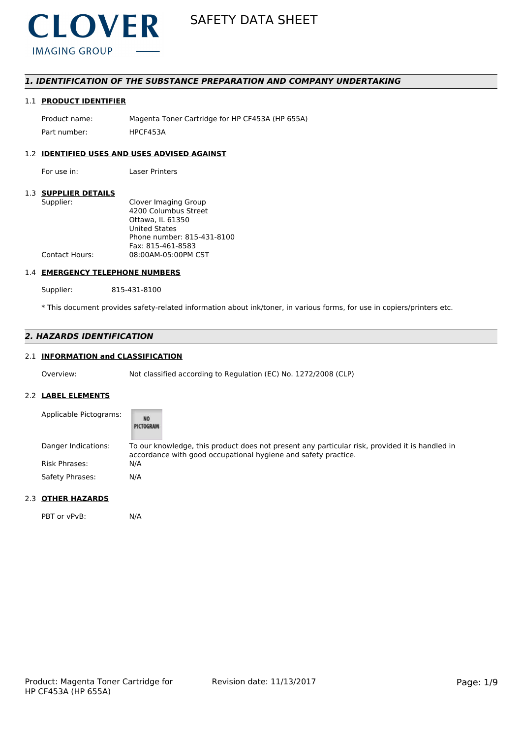CLOVER
IMAGING GROUP

# SAFETY DATA SHEET

## *1. IDENTIFICATION OF THE SUBSTANCE PREPARATION AND COMPANY UNDERTAKING*

### 1.1 PRODUCT IDENTIFIER

| | |
|---|---|
| Product name: | Magenta Toner Cartridge for HP CF453A (HP 655A) |
| Part number: | HPCF453A |

### 1.2 IDENTIFIED USES AND USES ADVISED AGAINST

| | |
|---|---|
| For use in: | Laser Printers |

### 1.3 SUPPLIER DETAILS

| | |
|---|---|
| Supplier: | Clover Imaging Group<br>4200 Columbus Street<br>Ottawa, IL 61350<br>United States<br>Phone number: 815-431-8100<br>Fax: 815-461-8583 |
| Contact Hours: | 08:00AM-05:00PM CST |

### 1.4 EMERGENCY TELEPHONE NUMBERS

| | |
|---|---|
| Supplier: | 815-431-8100 |

\* This document provides safety-related information about ink/toner, in various forms, for use in copiers/printers etc.

## *2. HAZARDS IDENTIFICATION*

### 2.1 INFORMATION and CLASSIFICATION

| | |
|---|---|
| Overview: | Not classified according to Regulation (EC) No. 1272/2008 (CLP) |

### 2.2 LABEL ELEMENTS

| | |
|---|---|
| Applicable Pictograms: | NO PICTOGRAM |
| Danger Indications: | To our knowledge, this product does not present any particular risk, provided it is handled in accordance with good occupational hygiene and safety practice. |
| Risk Phrases: | N/A |
| Safety Phrases: | N/A |

### 2.3 OTHER HAZARDS

| | |
|---|---|
| PBT or vPvB: | N/A |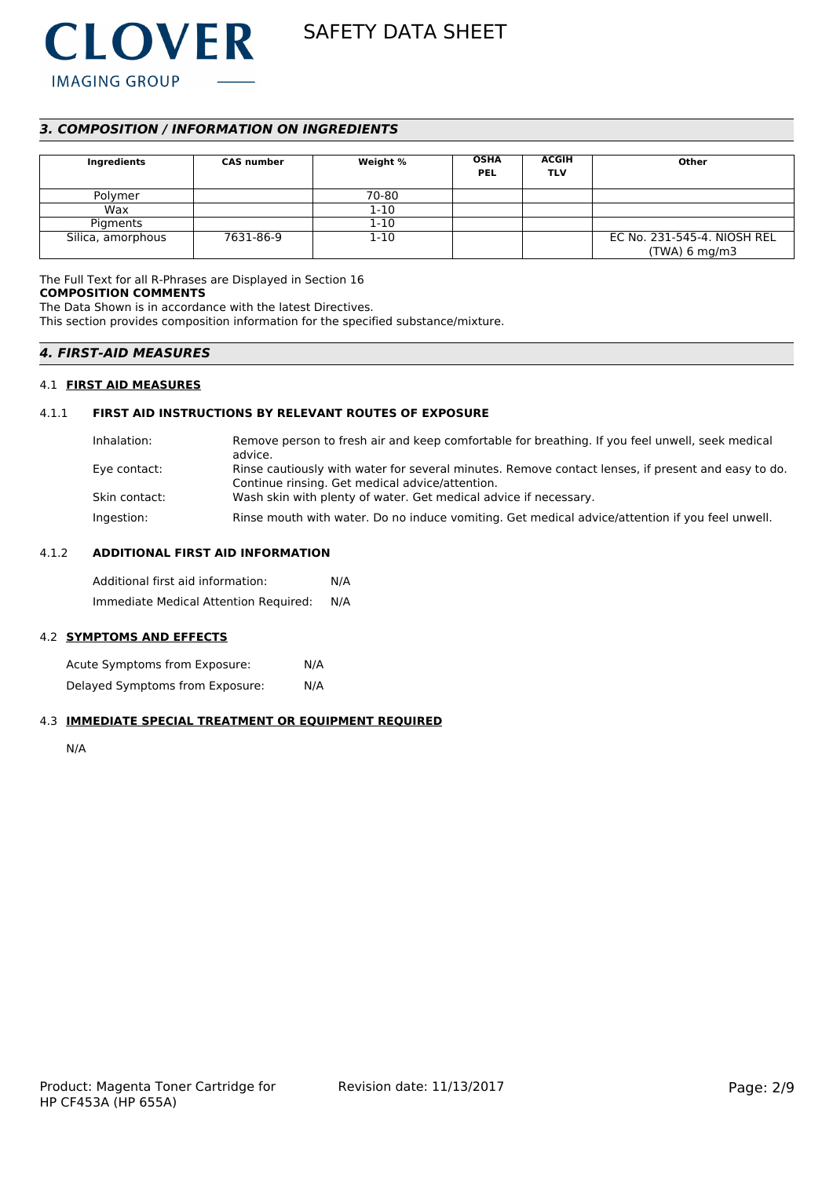## *3. COMPOSITION / INFORMATION ON INGREDIENTS*

| Ingredients | CAS number | Weight % | OSHA PEL | ACGIH TLV | Other |
|---|---|---|---|---|---|
| Polymer | | 70-80 | | | |
| Wax | | 1-10 | | | |
| Pigments | | 1-10 | | | |
| Silica, amorphous | 7631-86-9 | 1-10 | | | EC No. 231-545-4. NIOSH REL (TWA) 6 mg/m3 |

The Full Text for all R-Phrases are Displayed in Section 16

**COMPOSITION COMMENTS**

The Data Shown is in accordance with the latest Directives.

This section provides composition information for the specified substance/mixture.

## *4. FIRST-AID MEASURES*

### 4.1 FIRST AID MEASURES

#### 4.1.1 FIRST AID INSTRUCTIONS BY RELEVANT ROUTES OF EXPOSURE

Inhalation: Remove person to fresh air and keep comfortable for breathing. If you feel unwell, seek medical advice.

Eye contact: Rinse cautiously with water for several minutes. Remove contact lenses, if present and easy to do. Continue rinsing. Get medical advice/attention.

Skin contact: Wash skin with plenty of water. Get medical advice if necessary.

Ingestion: Rinse mouth with water. Do no induce vomiting. Get medical advice/attention if you feel unwell.

#### 4.1.2 ADDITIONAL FIRST AID INFORMATION

Additional first aid information: N/A

Immediate Medical Attention Required: N/A

### 4.2 SYMPTOMS AND EFFECTS

Acute Symptoms from Exposure: N/A

Delayed Symptoms from Exposure: N/A

### 4.3 IMMEDIATE SPECIAL TREATMENT OR EQUIPMENT REQUIRED

N/A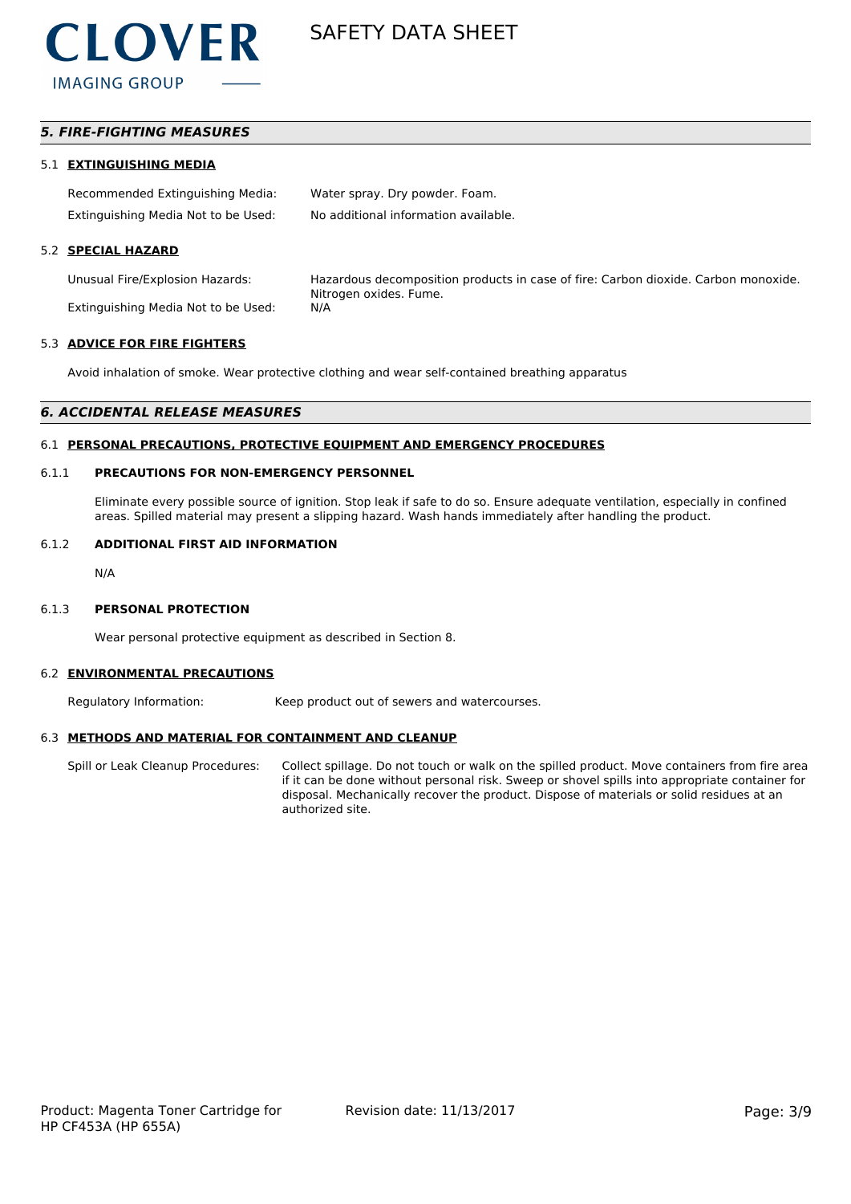## *5. FIRE-FIGHTING MEASURES*

### 5.1 EXTINGUISHING MEDIA

Recommended Extinguishing Media: Water spray. Dry powder. Foam.

Extinguishing Media Not to be Used: No additional information available.

### 5.2 SPECIAL HAZARD

Unusual Fire/Explosion Hazards: Hazardous decomposition products in case of fire: Carbon dioxide. Carbon monoxide. Nitrogen oxides. Fume.

Extinguishing Media Not to be Used: N/A

### 5.3 ADVICE FOR FIRE FIGHTERS

Avoid inhalation of smoke. Wear protective clothing and wear self-contained breathing apparatus

## *6. ACCIDENTAL RELEASE MEASURES*

### 6.1 PERSONAL PRECAUTIONS, PROTECTIVE EQUIPMENT AND EMERGENCY PROCEDURES

#### 6.1.1 PRECAUTIONS FOR NON-EMERGENCY PERSONNEL

Eliminate every possible source of ignition. Stop leak if safe to do so. Ensure adequate ventilation, especially in confined areas. Spilled material may present a slipping hazard. Wash hands immediately after handling the product.

#### 6.1.2 ADDITIONAL FIRST AID INFORMATION

N/A

#### 6.1.3 PERSONAL PROTECTION

Wear personal protective equipment as described in Section 8.

### 6.2 ENVIRONMENTAL PRECAUTIONS

Regulatory Information: Keep product out of sewers and watercourses.

### 6.3 METHODS AND MATERIAL FOR CONTAINMENT AND CLEANUP

Spill or Leak Cleanup Procedures: Collect spillage. Do not touch or walk on the spilled product. Move containers from fire area if it can be done without personal risk. Sweep or shovel spills into appropriate container for disposal. Mechanically recover the product. Dispose of materials or solid residues at an authorized site.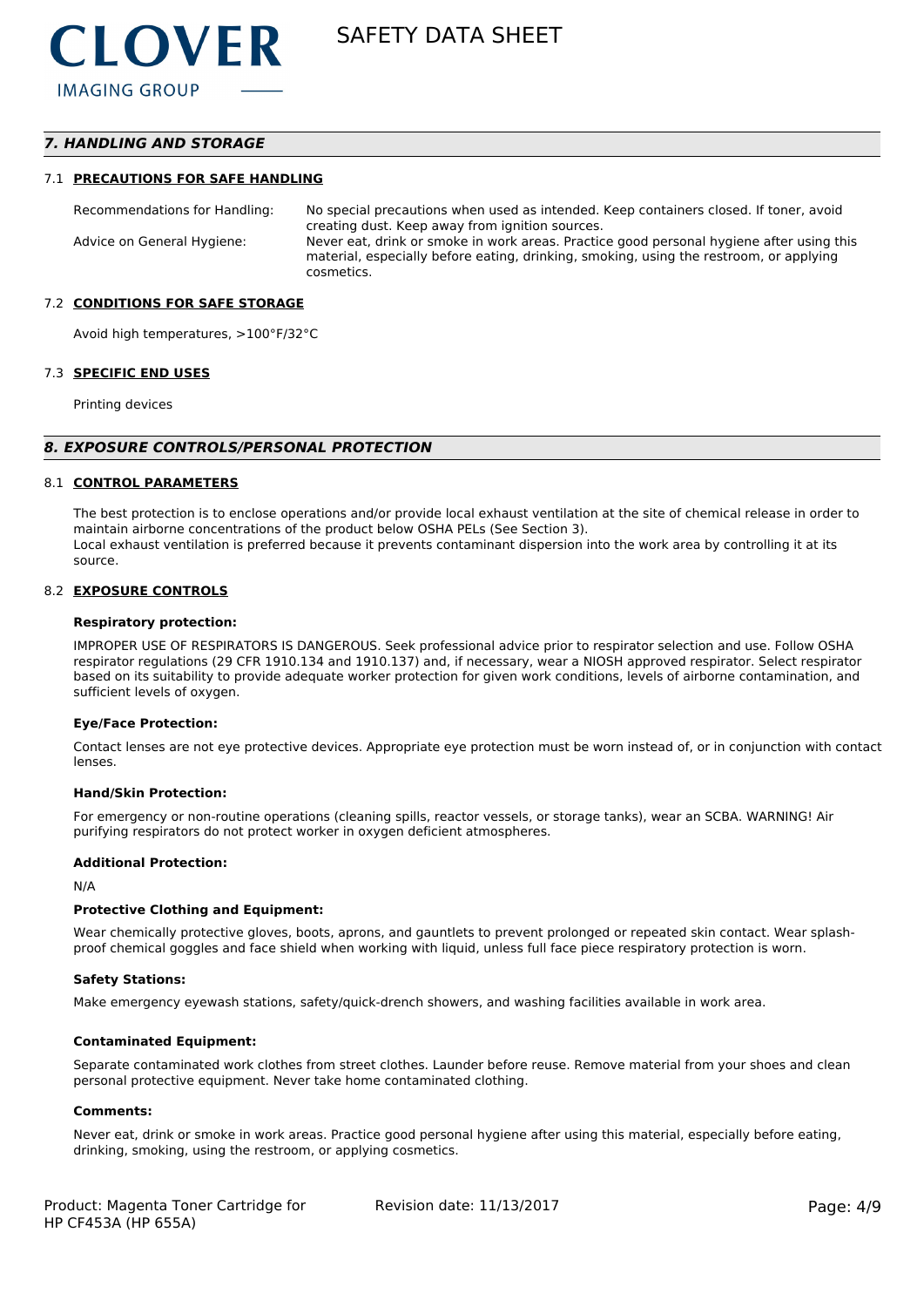## 7. HANDLING AND STORAGE

### 7.1 PRECAUTIONS FOR SAFE HANDLING

| | |
|---|---|
| Recommendations for Handling: | No special precautions when used as intended. Keep containers closed. If toner, avoid creating dust. Keep away from ignition sources. |
| Advice on General Hygiene: | Never eat, drink or smoke in work areas. Practice good personal hygiene after using this material, especially before eating, drinking, smoking, using the restroom, or applying cosmetics. |

### 7.2 CONDITIONS FOR SAFE STORAGE

Avoid high temperatures, >100°F/32°C

### 7.3 SPECIFIC END USES

Printing devices

## 8. EXPOSURE CONTROLS/PERSONAL PROTECTION

### 8.1 CONTROL PARAMETERS

The best protection is to enclose operations and/or provide local exhaust ventilation at the site of chemical release in order to maintain airborne concentrations of the product below OSHA PELs (See Section 3).
Local exhaust ventilation is preferred because it prevents contaminant dispersion into the work area by controlling it at its source.

### 8.2 EXPOSURE CONTROLS

**Respiratory protection:**

IMPROPER USE OF RESPIRATORS IS DANGEROUS. Seek professional advice prior to respirator selection and use. Follow OSHA respirator regulations (29 CFR 1910.134 and 1910.137) and, if necessary, wear a NIOSH approved respirator. Select respirator based on its suitability to provide adequate worker protection for given work conditions, levels of airborne contamination, and sufficient levels of oxygen.

**Eye/Face Protection:**

Contact lenses are not eye protective devices. Appropriate eye protection must be worn instead of, or in conjunction with contact lenses.

**Hand/Skin Protection:**

For emergency or non-routine operations (cleaning spills, reactor vessels, or storage tanks), wear an SCBA. WARNING! Air purifying respirators do not protect worker in oxygen deficient atmospheres.

**Additional Protection:**

N/A

**Protective Clothing and Equipment:**

Wear chemically protective gloves, boots, aprons, and gauntlets to prevent prolonged or repeated skin contact. Wear splash-proof chemical goggles and face shield when working with liquid, unless full face piece respiratory protection is worn.

**Safety Stations:**

Make emergency eyewash stations, safety/quick-drench showers, and washing facilities available in work area.

**Contaminated Equipment:**

Separate contaminated work clothes from street clothes. Launder before reuse. Remove material from your shoes and clean personal protective equipment. Never take home contaminated clothing.

**Comments:**

Never eat, drink or smoke in work areas. Practice good personal hygiene after using this material, especially before eating, drinking, smoking, using the restroom, or applying cosmetics.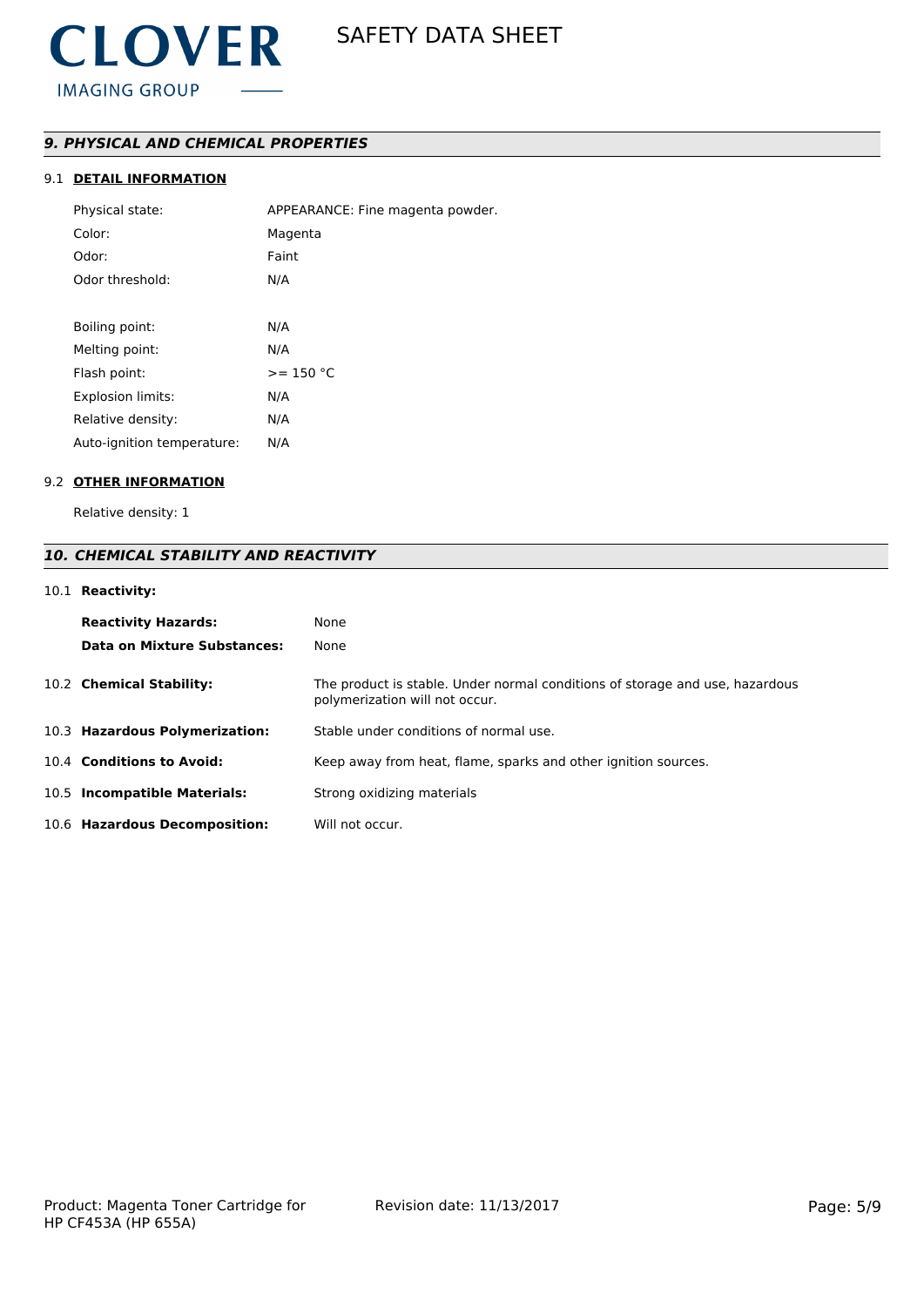## *9. PHYSICAL AND CHEMICAL PROPERTIES*

### 9.1 DETAIL INFORMATION

| | |
|---|---|
| Physical state: | APPEARANCE: Fine magenta powder. |
| Color: | Magenta |
| Odor: | Faint |
| Odor threshold: | N/A |
| Boiling point: | N/A |
| Melting point: | N/A |
| Flash point: | >= 150 °C |
| Explosion limits: | N/A |
| Relative density: | N/A |
| Auto-ignition temperature: | N/A |

### 9.2 OTHER INFORMATION

Relative density: 1

## *10. CHEMICAL STABILITY AND REACTIVITY*

### 10.1 Reactivity:

| | |
|---|---|
| **Reactivity Hazards:** | None |
| **Data on Mixture Substances:** | None |

**10.2 Chemical Stability:** The product is stable. Under normal conditions of storage and use, hazardous polymerization will not occur.

**10.3 Hazardous Polymerization:** Stable under conditions of normal use.

**10.4 Conditions to Avoid:** Keep away from heat, flame, sparks and other ignition sources.

**10.5 Incompatible Materials:** Strong oxidizing materials

**10.6 Hazardous Decomposition:** Will not occur.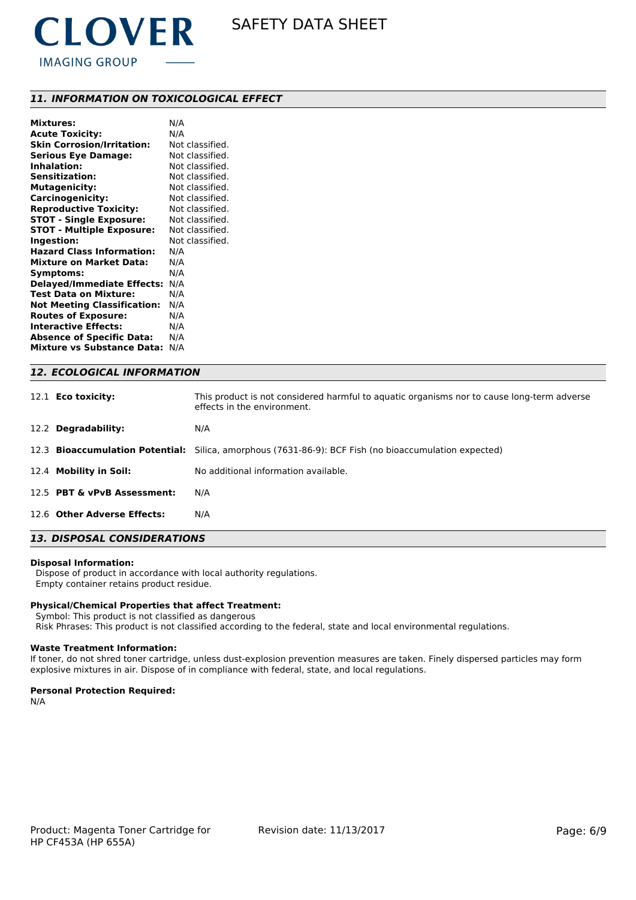## 11. INFORMATION ON TOXICOLOGICAL EFFECT

| | |
|---|---|
| **Mixtures:** | N/A |
| **Acute Toxicity:** | N/A |
| **Skin Corrosion/Irritation:** | Not classified. |
| **Serious Eye Damage:** | Not classified. |
| **Inhalation:** | Not classified. |
| **Sensitization:** | Not classified. |
| **Mutagenicity:** | Not classified. |
| **Carcinogenicity:** | Not classified. |
| **Reproductive Toxicity:** | Not classified. |
| **STOT - Single Exposure:** | Not classified. |
| **STOT - Multiple Exposure:** | Not classified. |
| **Ingestion:** | Not classified. |
| **Hazard Class Information:** | N/A |
| **Mixture on Market Data:** | N/A |
| **Symptoms:** | N/A |
| **Delayed/Immediate Effects:** | N/A |
| **Test Data on Mixture:** | N/A |
| **Not Meeting Classification:** | N/A |
| **Routes of Exposure:** | N/A |
| **Interactive Effects:** | N/A |
| **Absence of Specific Data:** | N/A |
| **Mixture vs Substance Data:** | N/A |

## 12. ECOLOGICAL INFORMATION

| | |
|---|---|
| 12.1 **Eco toxicity:** | This product is not considered harmful to aquatic organisms nor to cause long-term adverse effects in the environment. |
| 12.2 **Degradability:** | N/A |
| 12.3 **Bioaccumulation Potential:** | Silica, amorphous (7631-86-9): BCF Fish (no bioaccumulation expected) |
| 12.4 **Mobility in Soil:** | No additional information available. |
| 12.5 **PBT & vPvB Assessment:** | N/A |
| 12.6 **Other Adverse Effects:** | N/A |

## 13. DISPOSAL CONSIDERATIONS

**Disposal Information:**

Dispose of product in accordance with local authority regulations.
Empty container retains product residue.

**Physical/Chemical Properties that affect Treatment:**

Symbol: This product is not classified as dangerous
Risk Phrases: This product is not classified according to the federal, state and local environmental regulations.

**Waste Treatment Information:**

If toner, do not shred toner cartridge, unless dust-explosion prevention measures are taken. Finely dispersed particles may form explosive mixtures in air. Dispose of in compliance with federal, state, and local regulations.

**Personal Protection Required:**

N/A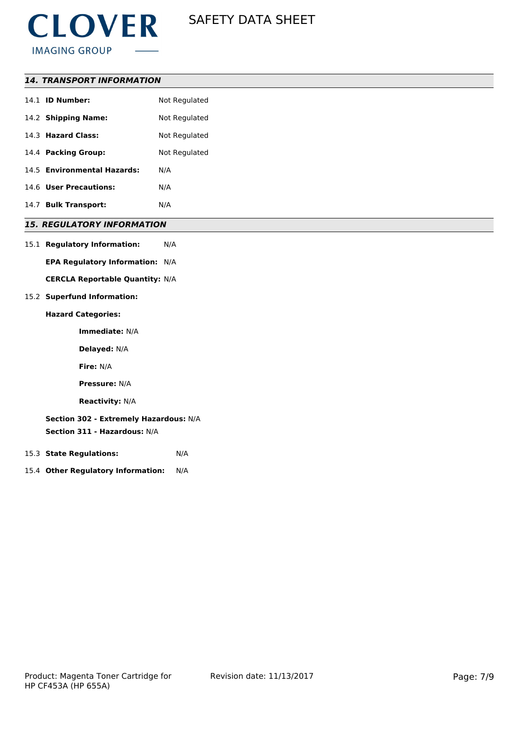## *14. TRANSPORT INFORMATION*

14.1 **ID Number:** Not Regulated

14.2 **Shipping Name:** Not Regulated

14.3 **Hazard Class:** Not Regulated

14.4 **Packing Group:** Not Regulated

14.5 **Environmental Hazards:** N/A

14.6 **User Precautions:** N/A

14.7 **Bulk Transport:** N/A

## *15. REGULATORY INFORMATION*

15.1 **Regulatory Information:** N/A

**EPA Regulatory Information:** N/A

**CERCLA Reportable Quantity:** N/A

15.2 **Superfund Information:**

**Hazard Categories:**

**Immediate:** N/A

**Delayed:** N/A

**Fire:** N/A

**Pressure:** N/A

**Reactivity:** N/A

**Section 302 - Extremely Hazardous:** N/A

**Section 311 - Hazardous:** N/A

15.3 **State Regulations:** N/A

15.4 **Other Regulatory Information:** N/A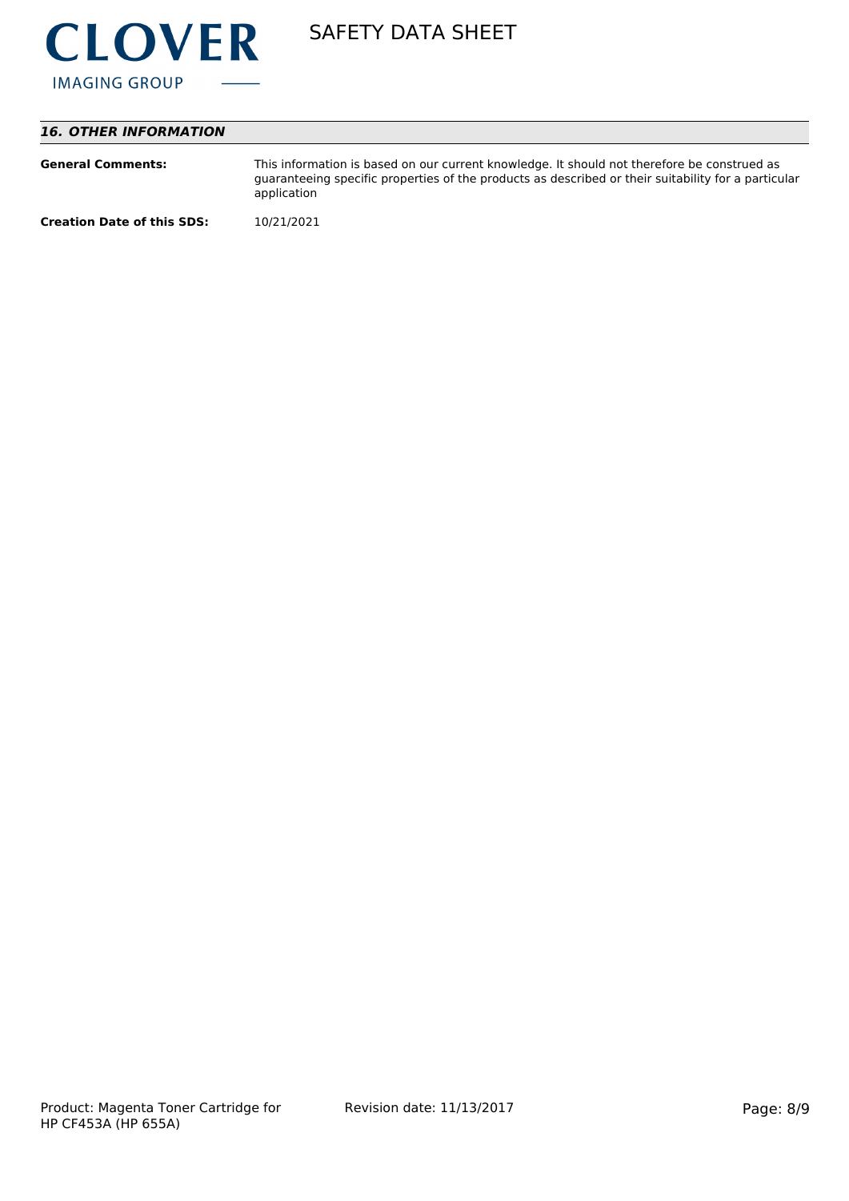## 16. OTHER INFORMATION

| | |
|---|---|
| **General Comments:** | This information is based on our current knowledge. It should not therefore be construed as guaranteeing specific properties of the products as described or their suitability for a particular application |
| **Creation Date of this SDS:** | 10/21/2021 |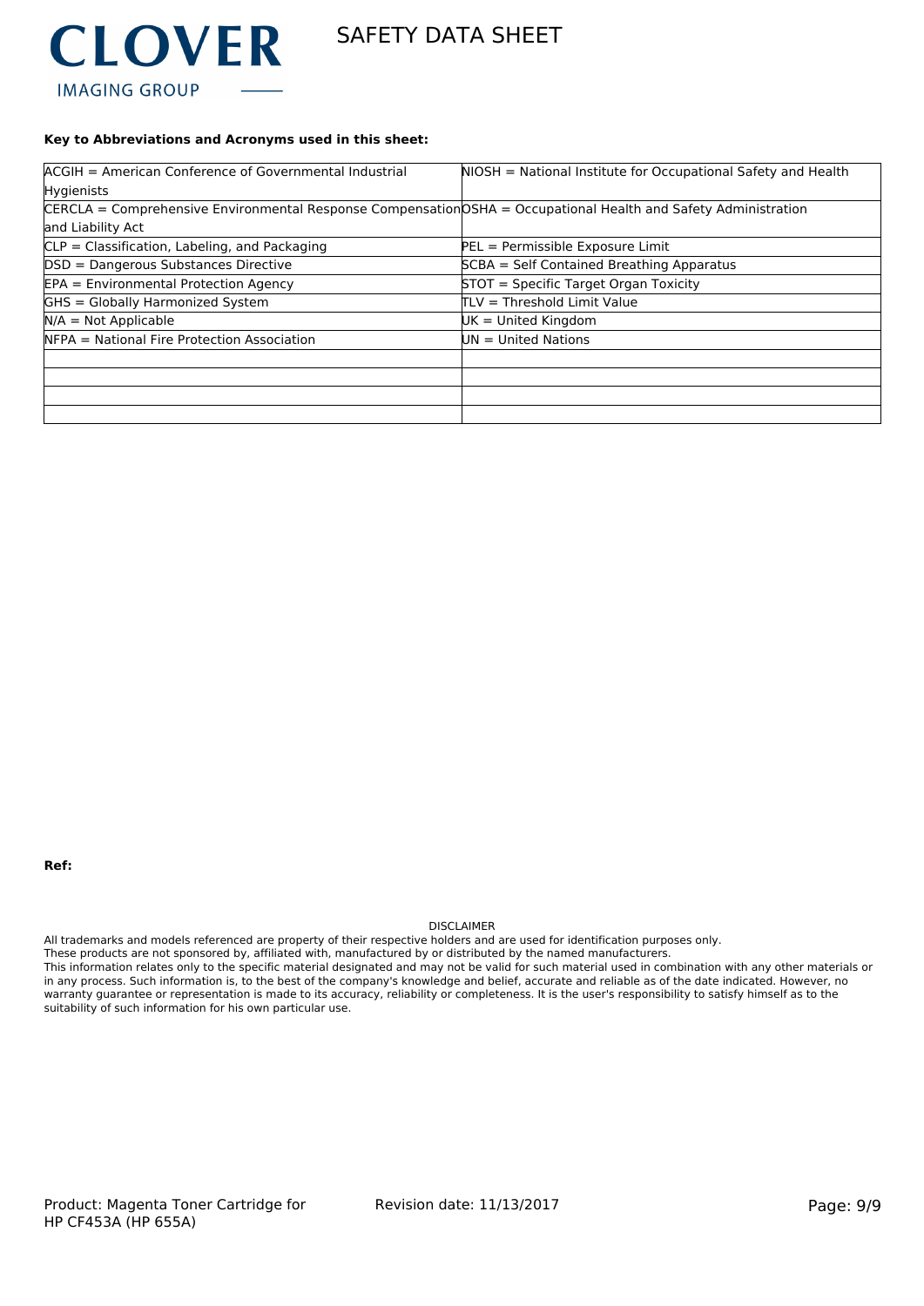**Key to Abbreviations and Acronyms used in this sheet:**

| | |
|---|---|
| ACGIH = American Conference of Governmental Industrial Hygienists | NIOSH = National Institute for Occupational Safety and Health |
| CERCLA = Comprehensive Environmental Response Compensation and Liability Act | OSHA = Occupational Health and Safety Administration |
| CLP = Classification, Labeling, and Packaging | PEL = Permissible Exposure Limit |
| DSD = Dangerous Substances Directive | SCBA = Self Contained Breathing Apparatus |
| EPA = Environmental Protection Agency | STOT = Specific Target Organ Toxicity |
| GHS = Globally Harmonized System | TLV = Threshold Limit Value |
| N/A = Not Applicable | UK = United Kingdom |
| NFPA = National Fire Protection Association | UN = United Nations |
| | |
| | |
| | |
| | |

**Ref:**

DISCLAIMER

All trademarks and models referenced are property of their respective holders and are used for identification purposes only.
These products are not sponsored by, affiliated with, manufactured by or distributed by the named manufacturers.
This information relates only to the specific material designated and may not be valid for such material used in combination with any other materials or in any process. Such information is, to the best of the company's knowledge and belief, accurate and reliable as of the date indicated. However, no warranty guarantee or representation is made to its accuracy, reliability or completeness. It is the user's responsibility to satisfy himself as to the suitability of such information for his own particular use.